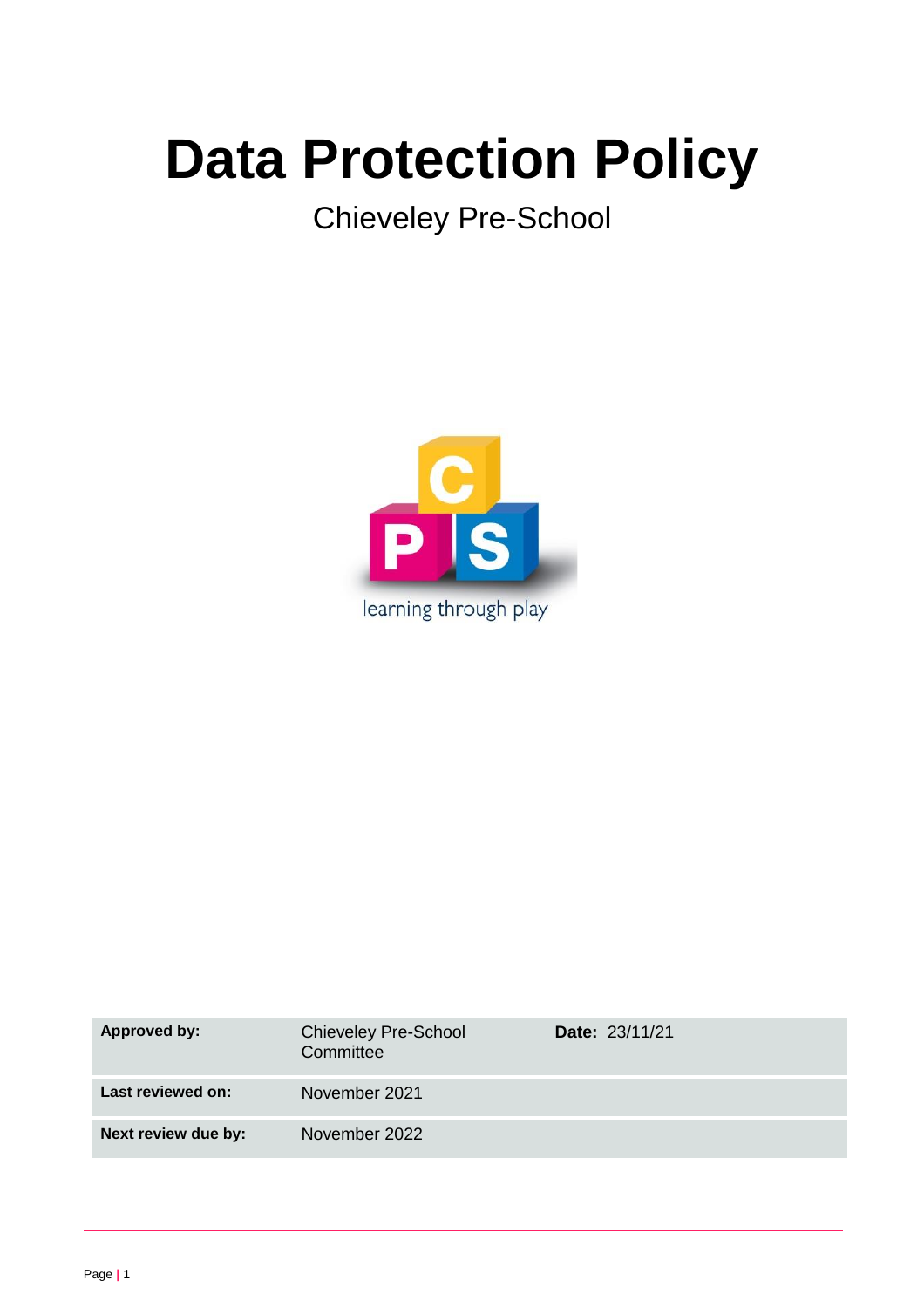# Data Protection Policy

Chieveley Pre-School

learning through play

| Approved by: | Chieveley Pre-School Committee | Date: 23/11/21 |
| --- | --- | --- |
| Last reviewed on: | November 2021 | |
| Next review due by: | November 2022 | |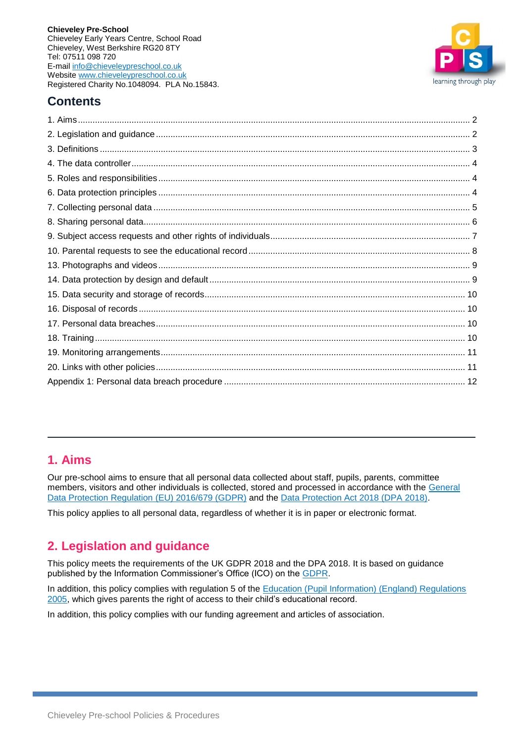**Chieveley Pre-School**
Chieveley Early Years Centre, School Road
Chieveley, West Berkshire RG20 8TY
Tel: 07511 098 720
E-mail info@chieveleypreschool.co.uk
Website www.chieveleypreschool.co.uk
Registered Charity No.1048094. PLA No.15843.

## Contents

1. Aims ........ 2
2. Legislation and guidance ........ 2
3. Definitions ........ 3
4. The data controller ........ 4
5. Roles and responsibilities ........ 4
6. Data protection principles ........ 4
7. Collecting personal data ........ 5
8. Sharing personal data ........ 6
9. Subject access requests and other rights of individuals ........ 7
10. Parental requests to see the educational record ........ 8
13. Photographs and videos ........ 9
14. Data protection by design and default ........ 9
15. Data security and storage of records ........ 10
16. Disposal of records ........ 10
17. Personal data breaches ........ 10
18. Training ........ 10
19. Monitoring arrangements ........ 11
20. Links with other policies ........ 11
Appendix 1: Personal data breach procedure ........ 12

---

## 1. Aims

Our pre-school aims to ensure that all personal data collected about staff, pupils, parents, committee members, visitors and other individuals is collected, stored and processed in accordance with the General Data Protection Regulation (EU) 2016/679 (GDPR) and the Data Protection Act 2018 (DPA 2018).

This policy applies to all personal data, regardless of whether it is in paper or electronic format.

## 2. Legislation and guidance

This policy meets the requirements of the UK GDPR 2018 and the DPA 2018. It is based on guidance published by the Information Commissioner's Office (ICO) on the GDPR.

In addition, this policy complies with regulation 5 of the Education (Pupil Information) (England) Regulations 2005, which gives parents the right of access to their child's educational record.

In addition, this policy complies with our funding agreement and articles of association.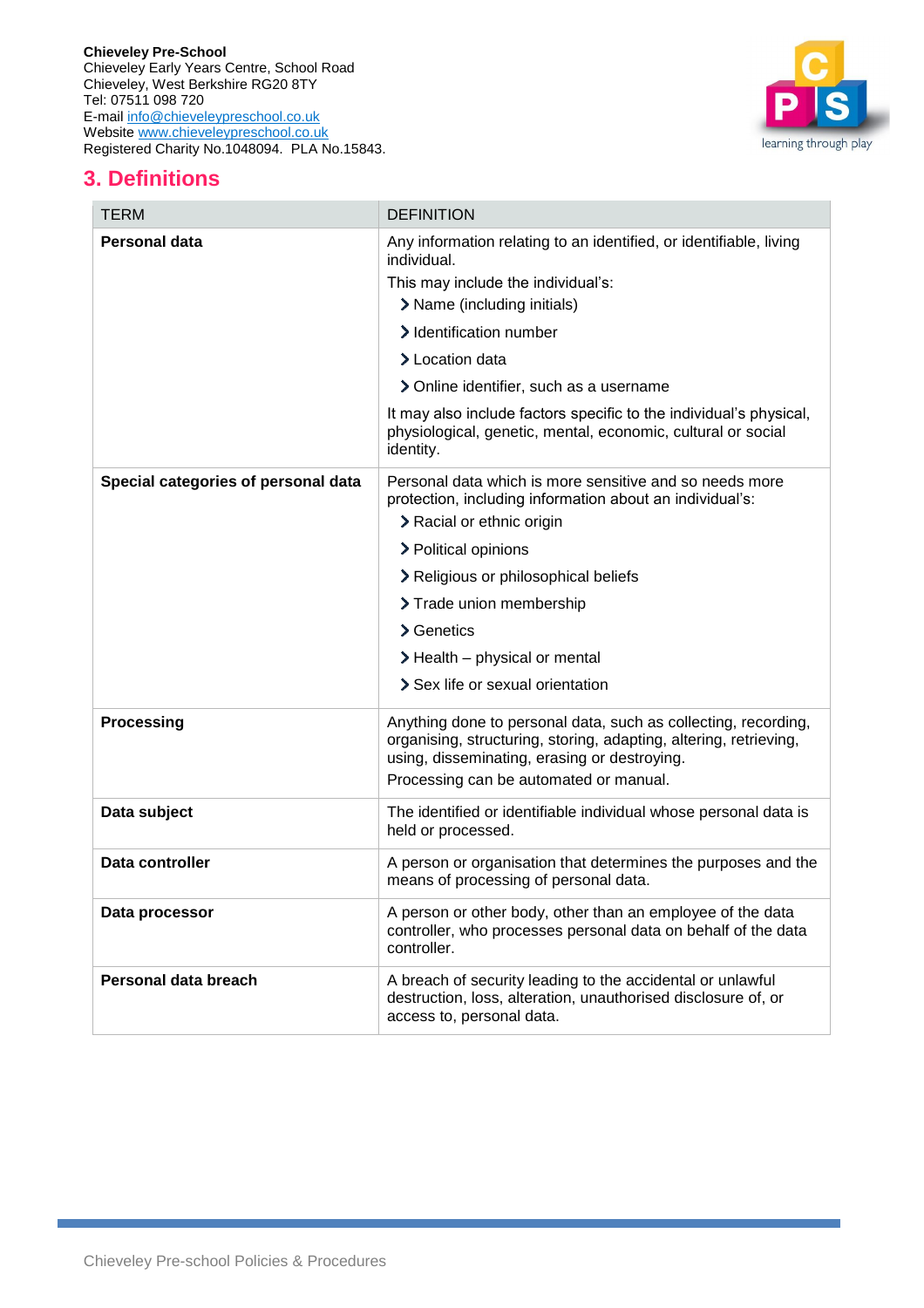## 3. Definitions

| TERM | DEFINITION |
|---|---|
| **Personal data** | Any information relating to an identified, or identifiable, living individual.<br>This may include the individual's:<br>› Name (including initials)<br>› Identification number<br>› Location data<br>› Online identifier, such as a username<br>It may also include factors specific to the individual's physical, physiological, genetic, mental, economic, cultural or social identity. |
| **Special categories of personal data** | Personal data which is more sensitive and so needs more protection, including information about an individual's:<br>› Racial or ethnic origin<br>› Political opinions<br>› Religious or philosophical beliefs<br>› Trade union membership<br>› Genetics<br>› Health – physical or mental<br>› Sex life or sexual orientation |
| **Processing** | Anything done to personal data, such as collecting, recording, organising, structuring, storing, adapting, altering, retrieving, using, disseminating, erasing or destroying.<br>Processing can be automated or manual. |
| **Data subject** | The identified or identifiable individual whose personal data is held or processed. |
| **Data controller** | A person or organisation that determines the purposes and the means of processing of personal data. |
| **Data processor** | A person or other body, other than an employee of the data controller, who processes personal data on behalf of the data controller. |
| **Personal data breach** | A breach of security leading to the accidental or unlawful destruction, loss, alteration, unauthorised disclosure of, or access to, personal data. |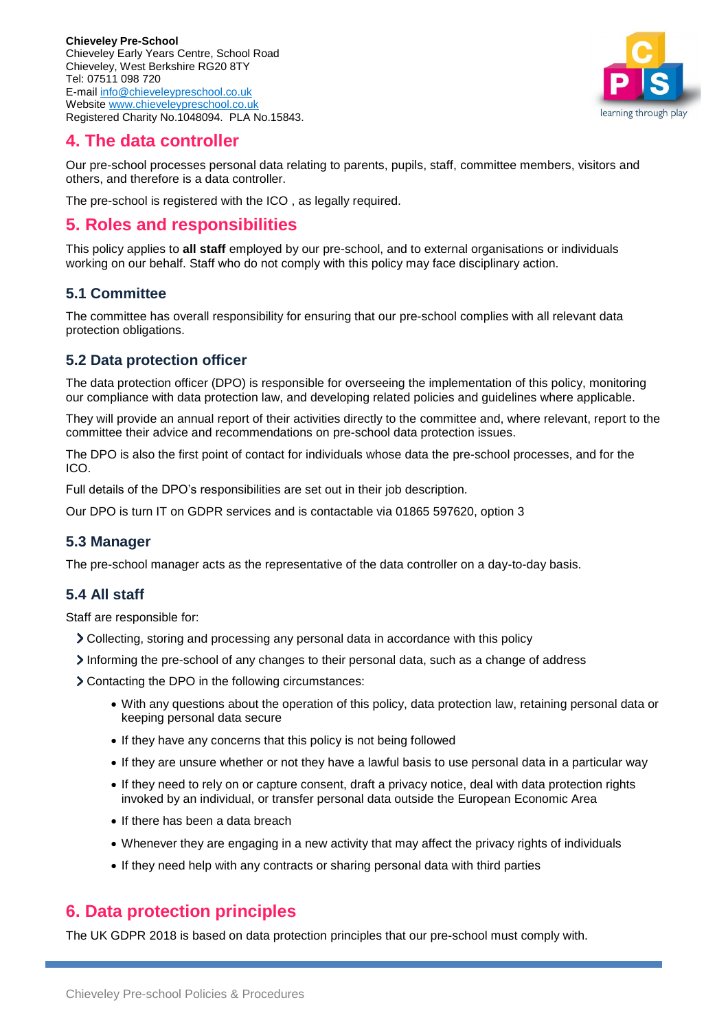## 4. The data controller

Our pre-school processes personal data relating to parents, pupils, staff, committee members, visitors and others, and therefore is a data controller.

The pre-school is registered with the ICO , as legally required.

## 5. Roles and responsibilities

This policy applies to **all staff** employed by our pre-school, and to external organisations or individuals working on our behalf. Staff who do not comply with this policy may face disciplinary action.

### 5.1 Committee

The committee has overall responsibility for ensuring that our pre-school complies with all relevant data protection obligations.

### 5.2 Data protection officer

The data protection officer (DPO) is responsible for overseeing the implementation of this policy, monitoring our compliance with data protection law, and developing related policies and guidelines where applicable.

They will provide an annual report of their activities directly to the committee and, where relevant, report to the committee their advice and recommendations on pre-school data protection issues.

The DPO is also the first point of contact for individuals whose data the pre-school processes, and for the ICO.

Full details of the DPO's responsibilities are set out in their job description.

Our DPO is turn IT on GDPR services and is contactable via 01865 597620, option 3

### 5.3 Manager

The pre-school manager acts as the representative of the data controller on a day-to-day basis.

### 5.4 All staff

Staff are responsible for:

- Collecting, storing and processing any personal data in accordance with this policy
- Informing the pre-school of any changes to their personal data, such as a change of address
- Contacting the DPO in the following circumstances:
  - With any questions about the operation of this policy, data protection law, retaining personal data or keeping personal data secure
  - If they have any concerns that this policy is not being followed
  - If they are unsure whether or not they have a lawful basis to use personal data in a particular way
  - If they need to rely on or capture consent, draft a privacy notice, deal with data protection rights invoked by an individual, or transfer personal data outside the European Economic Area
  - If there has been a data breach
  - Whenever they are engaging in a new activity that may affect the privacy rights of individuals
  - If they need help with any contracts or sharing personal data with third parties

## 6. Data protection principles

The UK GDPR 2018 is based on data protection principles that our pre-school must comply with.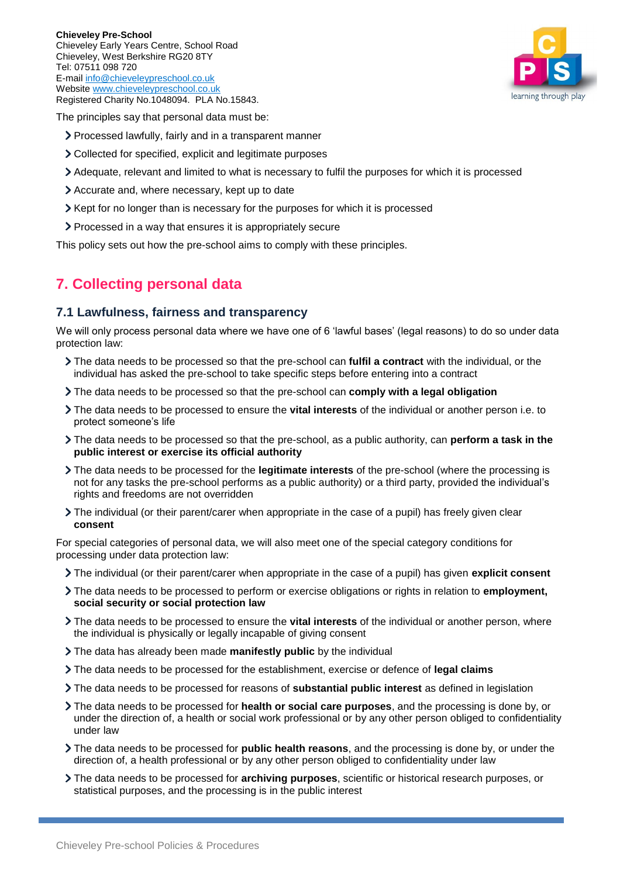The principles say that personal data must be:

- Processed lawfully, fairly and in a transparent manner
- Collected for specified, explicit and legitimate purposes
- Adequate, relevant and limited to what is necessary to fulfil the purposes for which it is processed
- Accurate and, where necessary, kept up to date
- Kept for no longer than is necessary for the purposes for which it is processed
- Processed in a way that ensures it is appropriately secure

This policy sets out how the pre-school aims to comply with these principles.

## 7. Collecting personal data

### 7.1 Lawfulness, fairness and transparency

We will only process personal data where we have one of 6 'lawful bases' (legal reasons) to do so under data protection law:

- The data needs to be processed so that the pre-school can **fulfil a contract** with the individual, or the individual has asked the pre-school to take specific steps before entering into a contract
- The data needs to be processed so that the pre-school can **comply with a legal obligation**
- The data needs to be processed to ensure the **vital interests** of the individual or another person i.e. to protect someone's life
- The data needs to be processed so that the pre-school, as a public authority, can **perform a task in the public interest or exercise its official authority**
- The data needs to be processed for the **legitimate interests** of the pre-school (where the processing is not for any tasks the pre-school performs as a public authority) or a third party, provided the individual's rights and freedoms are not overridden
- The individual (or their parent/carer when appropriate in the case of a pupil) has freely given clear **consent**

For special categories of personal data, we will also meet one of the special category conditions for processing under data protection law:

- The individual (or their parent/carer when appropriate in the case of a pupil) has given **explicit consent**
- The data needs to be processed to perform or exercise obligations or rights in relation to **employment, social security or social protection law**
- The data needs to be processed to ensure the **vital interests** of the individual or another person, where the individual is physically or legally incapable of giving consent
- The data has already been made **manifestly public** by the individual
- The data needs to be processed for the establishment, exercise or defence of **legal claims**
- The data needs to be processed for reasons of **substantial public interest** as defined in legislation
- The data needs to be processed for **health or social care purposes**, and the processing is done by, or under the direction of, a health or social work professional or by any other person obliged to confidentiality under law
- The data needs to be processed for **public health reasons**, and the processing is done by, or under the direction of, a health professional or by any other person obliged to confidentiality under law
- The data needs to be processed for **archiving purposes**, scientific or historical research purposes, or statistical purposes, and the processing is in the public interest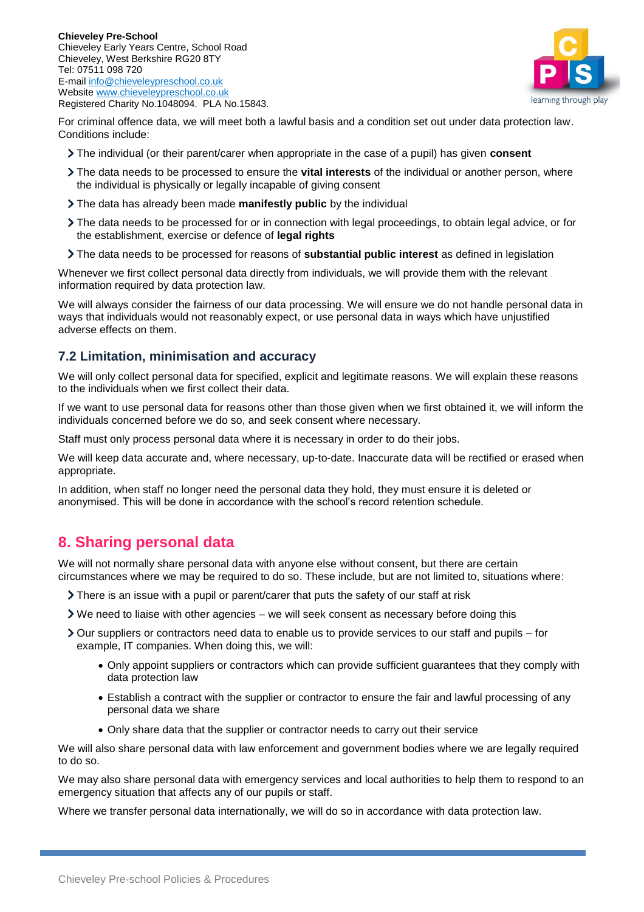For criminal offence data, we will meet both a lawful basis and a condition set out under data protection law. Conditions include:

- The individual (or their parent/carer when appropriate in the case of a pupil) has given **consent**
- The data needs to be processed to ensure the **vital interests** of the individual or another person, where the individual is physically or legally incapable of giving consent
- The data has already been made **manifestly public** by the individual
- The data needs to be processed for or in connection with legal proceedings, to obtain legal advice, or for the establishment, exercise or defence of **legal rights**
- The data needs to be processed for reasons of **substantial public interest** as defined in legislation

Whenever we first collect personal data directly from individuals, we will provide them with the relevant information required by data protection law.

We will always consider the fairness of our data processing. We will ensure we do not handle personal data in ways that individuals would not reasonably expect, or use personal data in ways which have unjustified adverse effects on them.

### 7.2 Limitation, minimisation and accuracy

We will only collect personal data for specified, explicit and legitimate reasons. We will explain these reasons to the individuals when we first collect their data.

If we want to use personal data for reasons other than those given when we first obtained it, we will inform the individuals concerned before we do so, and seek consent where necessary.

Staff must only process personal data where it is necessary in order to do their jobs.

We will keep data accurate and, where necessary, up-to-date. Inaccurate data will be rectified or erased when appropriate.

In addition, when staff no longer need the personal data they hold, they must ensure it is deleted or anonymised. This will be done in accordance with the school's record retention schedule.

## 8. Sharing personal data

We will not normally share personal data with anyone else without consent, but there are certain circumstances where we may be required to do so. These include, but are not limited to, situations where:

- There is an issue with a pupil or parent/carer that puts the safety of our staff at risk
- We need to liaise with other agencies – we will seek consent as necessary before doing this
- Our suppliers or contractors need data to enable us to provide services to our staff and pupils – for example, IT companies. When doing this, we will:
  - Only appoint suppliers or contractors which can provide sufficient guarantees that they comply with data protection law
  - Establish a contract with the supplier or contractor to ensure the fair and lawful processing of any personal data we share
  - Only share data that the supplier or contractor needs to carry out their service

We will also share personal data with law enforcement and government bodies where we are legally required to do so.

We may also share personal data with emergency services and local authorities to help them to respond to an emergency situation that affects any of our pupils or staff.

Where we transfer personal data internationally, we will do so in accordance with data protection law.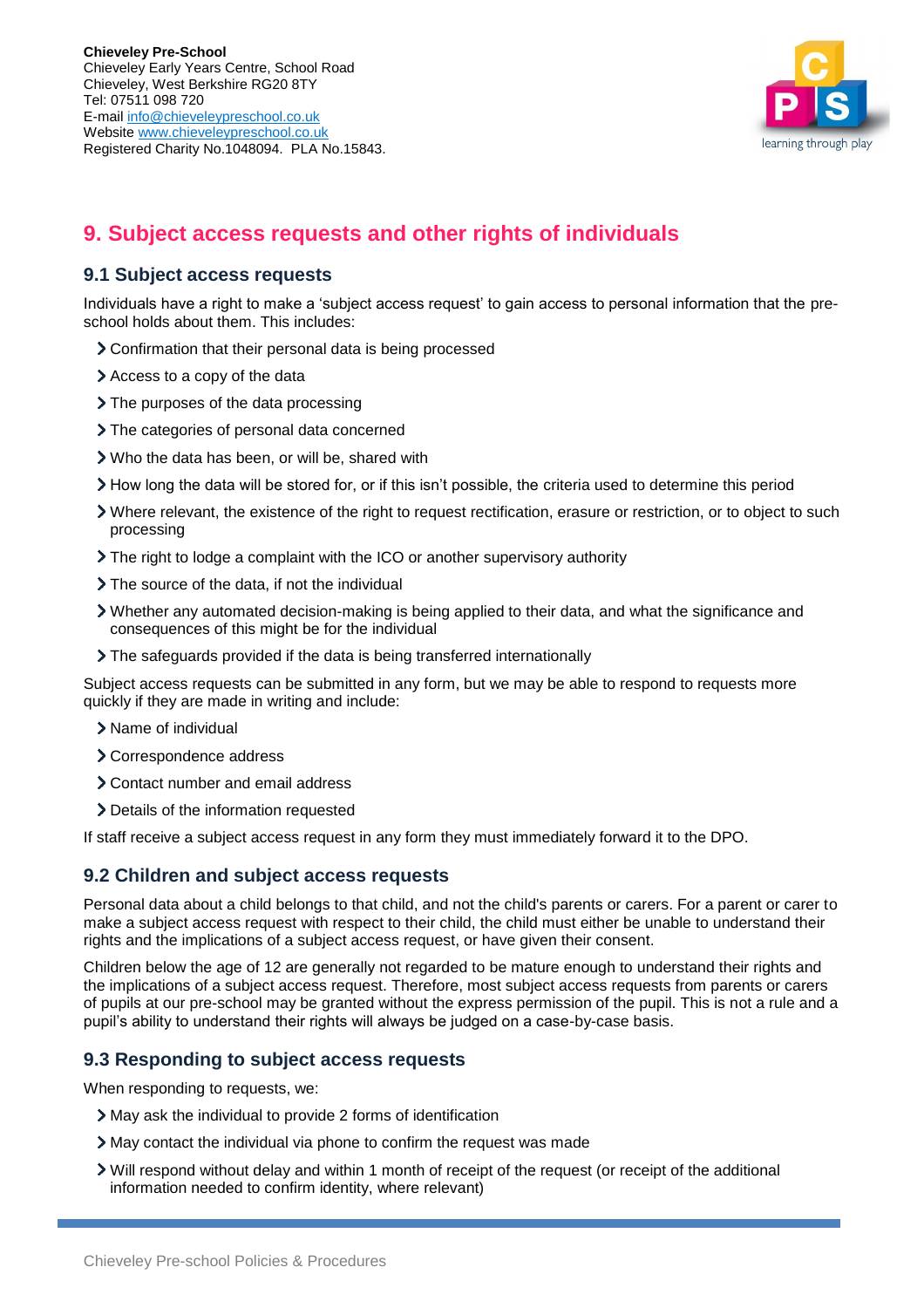# 9. Subject access requests and other rights of individuals

## 9.1 Subject access requests

Individuals have a right to make a 'subject access request' to gain access to personal information that the pre-school holds about them. This includes:

- Confirmation that their personal data is being processed
- Access to a copy of the data
- The purposes of the data processing
- The categories of personal data concerned
- Who the data has been, or will be, shared with
- How long the data will be stored for, or if this isn't possible, the criteria used to determine this period
- Where relevant, the existence of the right to request rectification, erasure or restriction, or to object to such processing
- The right to lodge a complaint with the ICO or another supervisory authority
- The source of the data, if not the individual
- Whether any automated decision-making is being applied to their data, and what the significance and consequences of this might be for the individual
- The safeguards provided if the data is being transferred internationally

Subject access requests can be submitted in any form, but we may be able to respond to requests more quickly if they are made in writing and include:

- Name of individual
- Correspondence address
- Contact number and email address
- Details of the information requested

If staff receive a subject access request in any form they must immediately forward it to the DPO.

## 9.2 Children and subject access requests

Personal data about a child belongs to that child, and not the child's parents or carers. For a parent or carer to make a subject access request with respect to their child, the child must either be unable to understand their rights and the implications of a subject access request, or have given their consent.

Children below the age of 12 are generally not regarded to be mature enough to understand their rights and the implications of a subject access request. Therefore, most subject access requests from parents or carers of pupils at our pre-school may be granted without the express permission of the pupil. This is not a rule and a pupil's ability to understand their rights will always be judged on a case-by-case basis.

## 9.3 Responding to subject access requests

When responding to requests, we:

- May ask the individual to provide 2 forms of identification
- May contact the individual via phone to confirm the request was made
- Will respond without delay and within 1 month of receipt of the request (or receipt of the additional information needed to confirm identity, where relevant)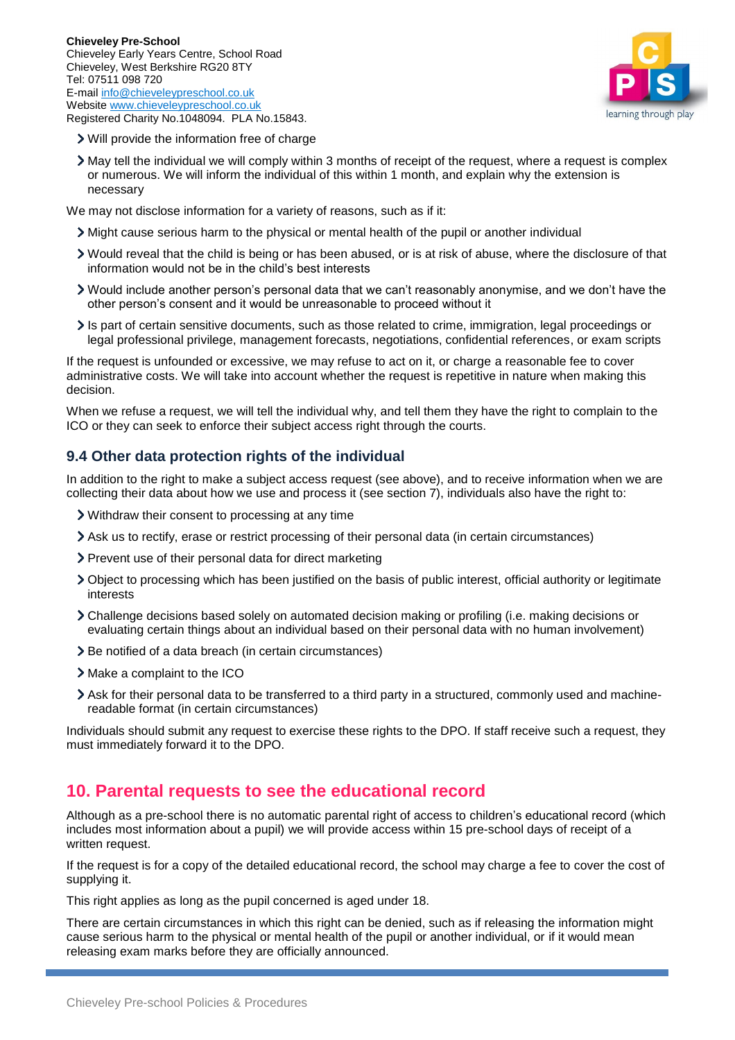- Will provide the information free of charge
- May tell the individual we will comply within 3 months of receipt of the request, where a request is complex or numerous. We will inform the individual of this within 1 month, and explain why the extension is necessary

We may not disclose information for a variety of reasons, such as if it:

- Might cause serious harm to the physical or mental health of the pupil or another individual
- Would reveal that the child is being or has been abused, or is at risk of abuse, where the disclosure of that information would not be in the child's best interests
- Would include another person's personal data that we can't reasonably anonymise, and we don't have the other person's consent and it would be unreasonable to proceed without it
- Is part of certain sensitive documents, such as those related to crime, immigration, legal proceedings or legal professional privilege, management forecasts, negotiations, confidential references, or exam scripts

If the request is unfounded or excessive, we may refuse to act on it, or charge a reasonable fee to cover administrative costs. We will take into account whether the request is repetitive in nature when making this decision.

When we refuse a request, we will tell the individual why, and tell them they have the right to complain to the ICO or they can seek to enforce their subject access right through the courts.

### 9.4 Other data protection rights of the individual

In addition to the right to make a subject access request (see above), and to receive information when we are collecting their data about how we use and process it (see section 7), individuals also have the right to:

- Withdraw their consent to processing at any time
- Ask us to rectify, erase or restrict processing of their personal data (in certain circumstances)
- Prevent use of their personal data for direct marketing
- Object to processing which has been justified on the basis of public interest, official authority or legitimate interests
- Challenge decisions based solely on automated decision making or profiling (i.e. making decisions or evaluating certain things about an individual based on their personal data with no human involvement)
- Be notified of a data breach (in certain circumstances)
- Make a complaint to the ICO
- Ask for their personal data to be transferred to a third party in a structured, commonly used and machine-readable format (in certain circumstances)

Individuals should submit any request to exercise these rights to the DPO. If staff receive such a request, they must immediately forward it to the DPO.

## 10. Parental requests to see the educational record

Although as a pre-school there is no automatic parental right of access to children's educational record (which includes most information about a pupil) we will provide access within 15 pre-school days of receipt of a written request.

If the request is for a copy of the detailed educational record, the school may charge a fee to cover the cost of supplying it.

This right applies as long as the pupil concerned is aged under 18.

There are certain circumstances in which this right can be denied, such as if releasing the information might cause serious harm to the physical or mental health of the pupil or another individual, or if it would mean releasing exam marks before they are officially announced.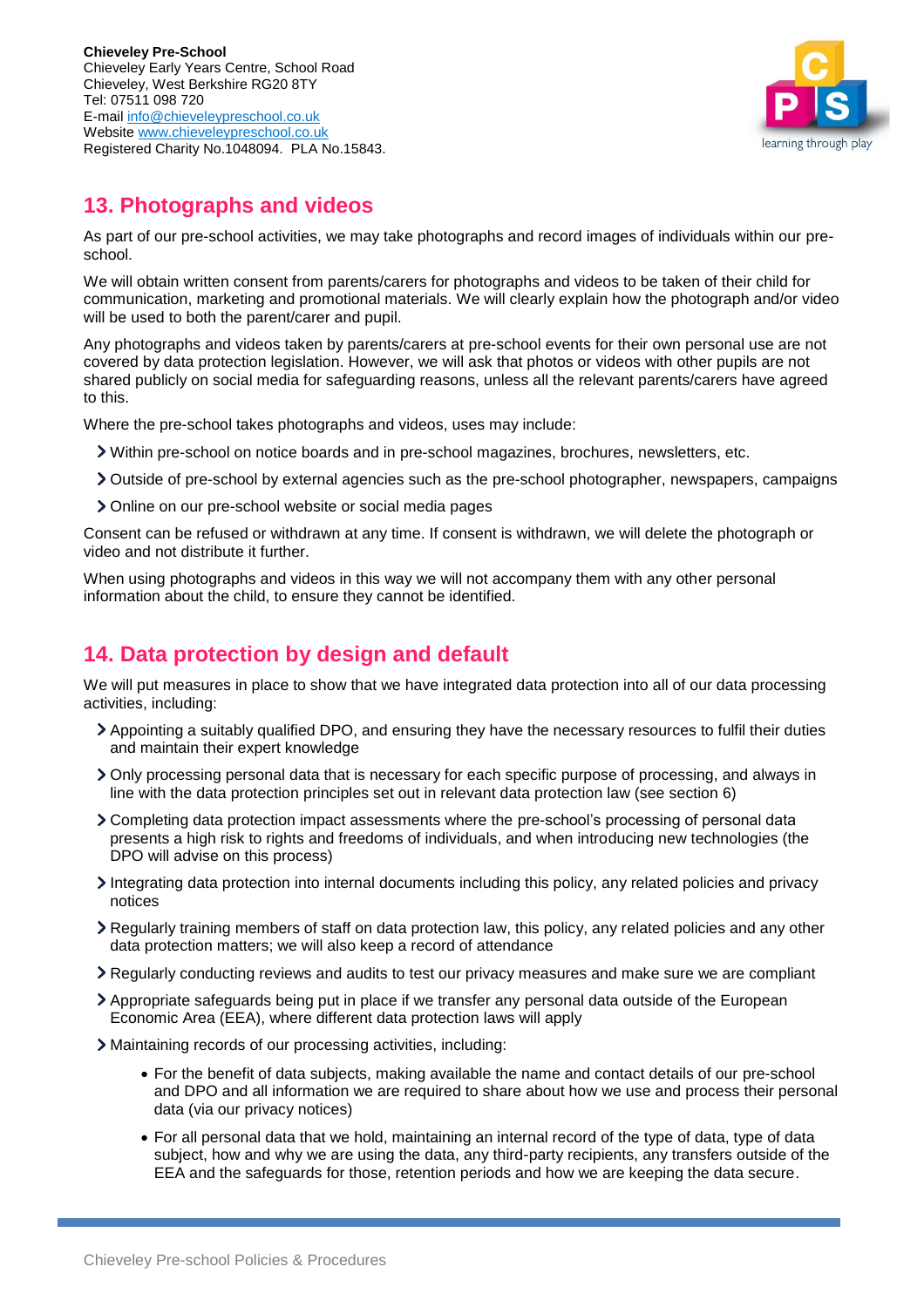**Chieveley Pre-School**
Chieveley Early Years Centre, School Road
Chieveley, West Berkshire RG20 8TY
Tel: 07511 098 720
E-mail info@chieveleypreschool.co.uk
Website www.chieveleypreschool.co.uk
Registered Charity No.1048094. PLA No.15843.

## 13. Photographs and videos

As part of our pre-school activities, we may take photographs and record images of individuals within our pre-school.

We will obtain written consent from parents/carers for photographs and videos to be taken of their child for communication, marketing and promotional materials. We will clearly explain how the photograph and/or video will be used to both the parent/carer and pupil.

Any photographs and videos taken by parents/carers at pre-school events for their own personal use are not covered by data protection legislation. However, we will ask that photos or videos with other pupils are not shared publicly on social media for safeguarding reasons, unless all the relevant parents/carers have agreed to this.

Where the pre-school takes photographs and videos, uses may include:

- Within pre-school on notice boards and in pre-school magazines, brochures, newsletters, etc.
- Outside of pre-school by external agencies such as the pre-school photographer, newspapers, campaigns
- Online on our pre-school website or social media pages

Consent can be refused or withdrawn at any time. If consent is withdrawn, we will delete the photograph or video and not distribute it further.

When using photographs and videos in this way we will not accompany them with any other personal information about the child, to ensure they cannot be identified.

## 14. Data protection by design and default

We will put measures in place to show that we have integrated data protection into all of our data processing activities, including:

- Appointing a suitably qualified DPO, and ensuring they have the necessary resources to fulfil their duties and maintain their expert knowledge
- Only processing personal data that is necessary for each specific purpose of processing, and always in line with the data protection principles set out in relevant data protection law (see section 6)
- Completing data protection impact assessments where the pre-school's processing of personal data presents a high risk to rights and freedoms of individuals, and when introducing new technologies (the DPO will advise on this process)
- Integrating data protection into internal documents including this policy, any related policies and privacy notices
- Regularly training members of staff on data protection law, this policy, any related policies and any other data protection matters; we will also keep a record of attendance
- Regularly conducting reviews and audits to test our privacy measures and make sure we are compliant
- Appropriate safeguards being put in place if we transfer any personal data outside of the European Economic Area (EEA), where different data protection laws will apply
- Maintaining records of our processing activities, including:
  - For the benefit of data subjects, making available the name and contact details of our pre-school and DPO and all information we are required to share about how we use and process their personal data (via our privacy notices)
  - For all personal data that we hold, maintaining an internal record of the type of data, type of data subject, how and why we are using the data, any third-party recipients, any transfers outside of the EEA and the safeguards for those, retention periods and how we are keeping the data secure.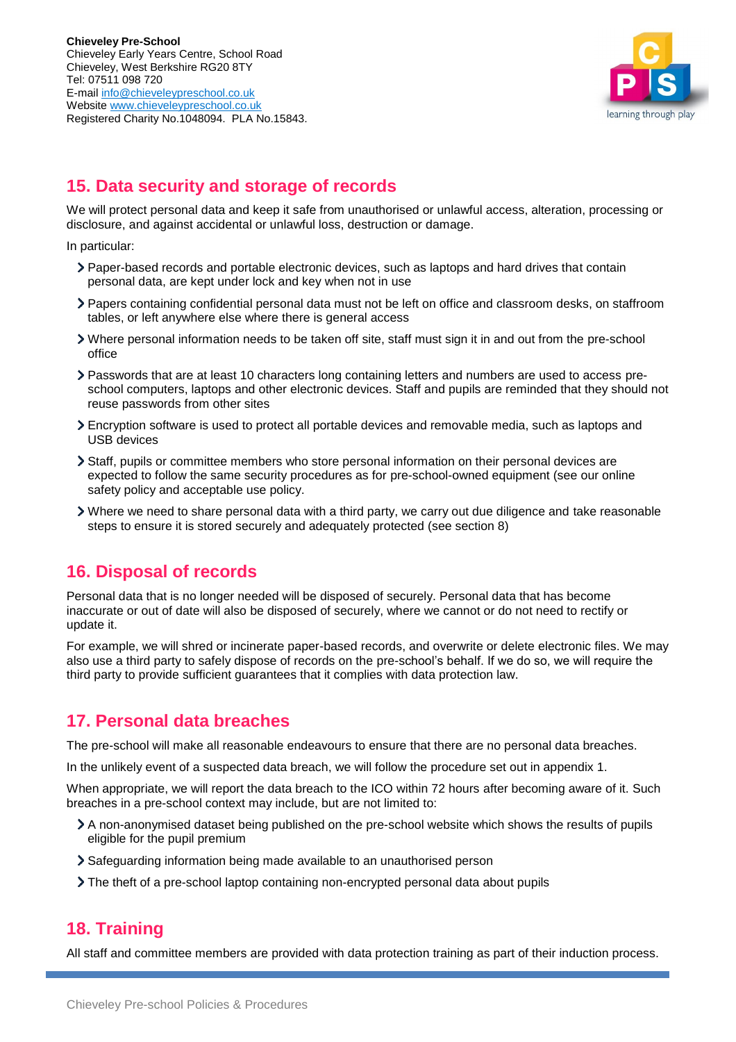## 15. Data security and storage of records

We will protect personal data and keep it safe from unauthorised or unlawful access, alteration, processing or disclosure, and against accidental or unlawful loss, destruction or damage.

In particular:

- Paper-based records and portable electronic devices, such as laptops and hard drives that contain personal data, are kept under lock and key when not in use
- Papers containing confidential personal data must not be left on office and classroom desks, on staffroom tables, or left anywhere else where there is general access
- Where personal information needs to be taken off site, staff must sign it in and out from the pre-school office
- Passwords that are at least 10 characters long containing letters and numbers are used to access pre-school computers, laptops and other electronic devices. Staff and pupils are reminded that they should not reuse passwords from other sites
- Encryption software is used to protect all portable devices and removable media, such as laptops and USB devices
- Staff, pupils or committee members who store personal information on their personal devices are expected to follow the same security procedures as for pre-school-owned equipment (see our online safety policy and acceptable use policy.
- Where we need to share personal data with a third party, we carry out due diligence and take reasonable steps to ensure it is stored securely and adequately protected (see section 8)

## 16. Disposal of records

Personal data that is no longer needed will be disposed of securely. Personal data that has become inaccurate or out of date will also be disposed of securely, where we cannot or do not need to rectify or update it.

For example, we will shred or incinerate paper-based records, and overwrite or delete electronic files. We may also use a third party to safely dispose of records on the pre-school's behalf. If we do so, we will require the third party to provide sufficient guarantees that it complies with data protection law.

## 17. Personal data breaches

The pre-school will make all reasonable endeavours to ensure that there are no personal data breaches.

In the unlikely event of a suspected data breach, we will follow the procedure set out in appendix 1.

When appropriate, we will report the data breach to the ICO within 72 hours after becoming aware of it. Such breaches in a pre-school context may include, but are not limited to:

- A non-anonymised dataset being published on the pre-school website which shows the results of pupils eligible for the pupil premium
- Safeguarding information being made available to an unauthorised person
- The theft of a pre-school laptop containing non-encrypted personal data about pupils

## 18. Training

All staff and committee members are provided with data protection training as part of their induction process.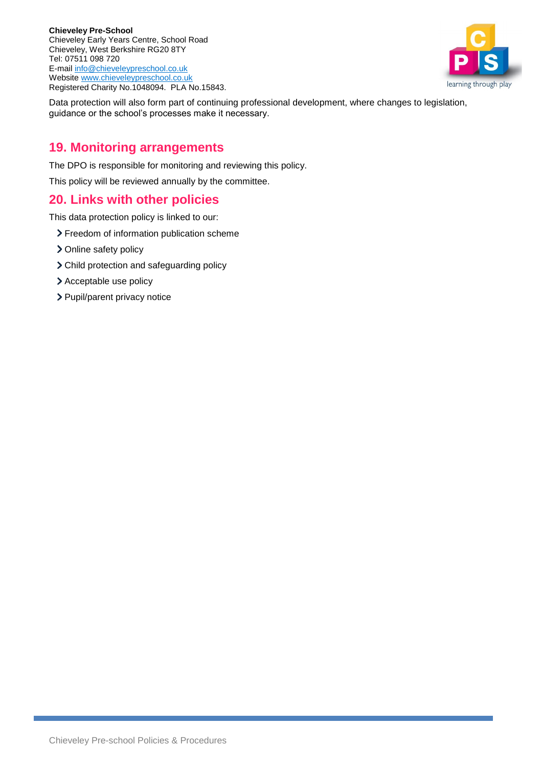Data protection will also form part of continuing professional development, where changes to legislation, guidance or the school's processes make it necessary.

## 19. Monitoring arrangements

The DPO is responsible for monitoring and reviewing this policy.

This policy will be reviewed annually by the committee.

## 20. Links with other policies

This data protection policy is linked to our:

- Freedom of information publication scheme
- Online safety policy
- Child protection and safeguarding policy
- Acceptable use policy
- Pupil/parent privacy notice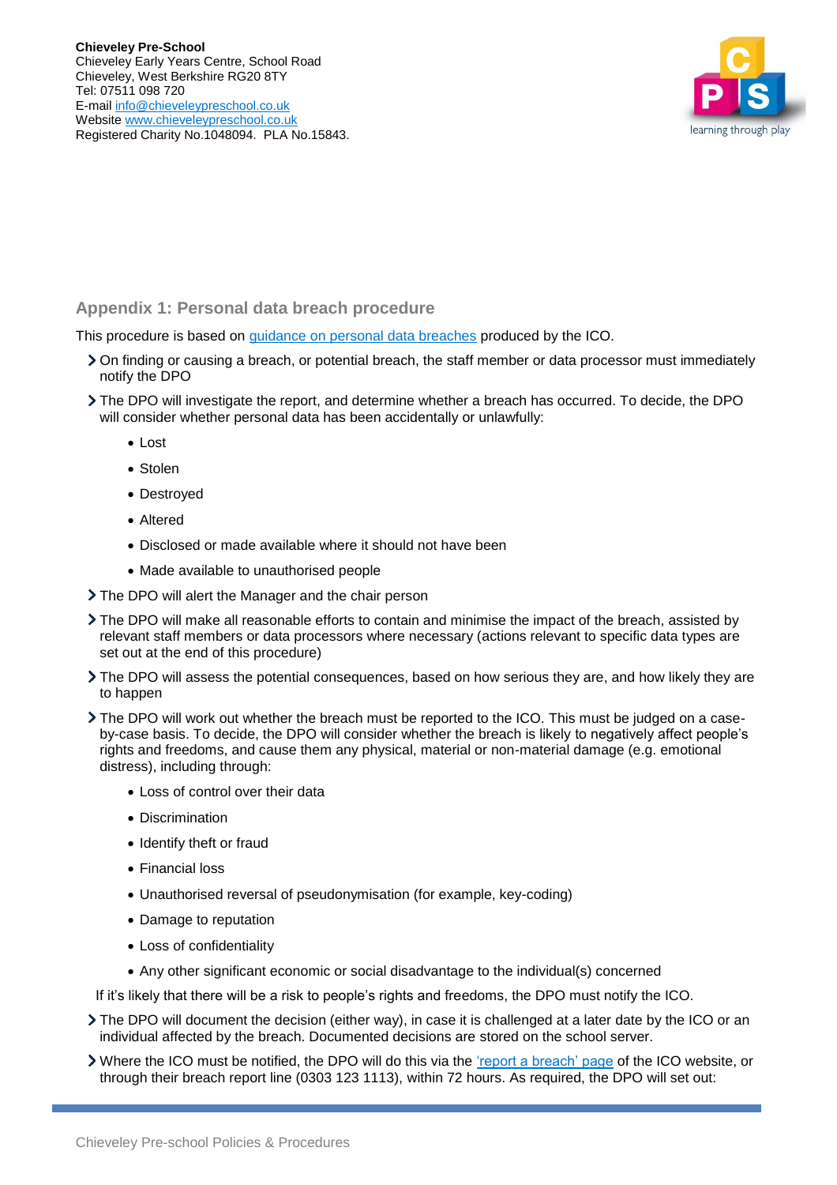**Chieveley Pre-School**
Chieveley Early Years Centre, School Road
Chieveley, West Berkshire RG20 8TY
Tel: 07511 098 720
E-mail info@chieveleypreschool.co.uk
Website www.chieveleypreschool.co.uk
Registered Charity No.1048094. PLA No.15843.

## Appendix 1: Personal data breach procedure

This procedure is based on guidance on personal data breaches produced by the ICO.

- On finding or causing a breach, or potential breach, the staff member or data processor must immediately notify the DPO
- The DPO will investigate the report, and determine whether a breach has occurred. To decide, the DPO will consider whether personal data has been accidentally or unlawfully:
  - Lost
  - Stolen
  - Destroyed
  - Altered
  - Disclosed or made available where it should not have been
  - Made available to unauthorised people
- The DPO will alert the Manager and the chair person
- The DPO will make all reasonable efforts to contain and minimise the impact of the breach, assisted by relevant staff members or data processors where necessary (actions relevant to specific data types are set out at the end of this procedure)
- The DPO will assess the potential consequences, based on how serious they are, and how likely they are to happen
- The DPO will work out whether the breach must be reported to the ICO. This must be judged on a case-by-case basis. To decide, the DPO will consider whether the breach is likely to negatively affect people's rights and freedoms, and cause them any physical, material or non-material damage (e.g. emotional distress), including through:
  - Loss of control over their data
  - Discrimination
  - Identify theft or fraud
  - Financial loss
  - Unauthorised reversal of pseudonymisation (for example, key-coding)
  - Damage to reputation
  - Loss of confidentiality
  - Any other significant economic or social disadvantage to the individual(s) concerned

  If it's likely that there will be a risk to people's rights and freedoms, the DPO must notify the ICO.
- The DPO will document the decision (either way), in case it is challenged at a later date by the ICO or an individual affected by the breach. Documented decisions are stored on the school server.
- Where the ICO must be notified, the DPO will do this via the 'report a breach' page of the ICO website, or through their breach report line (0303 123 1113), within 72 hours. As required, the DPO will set out: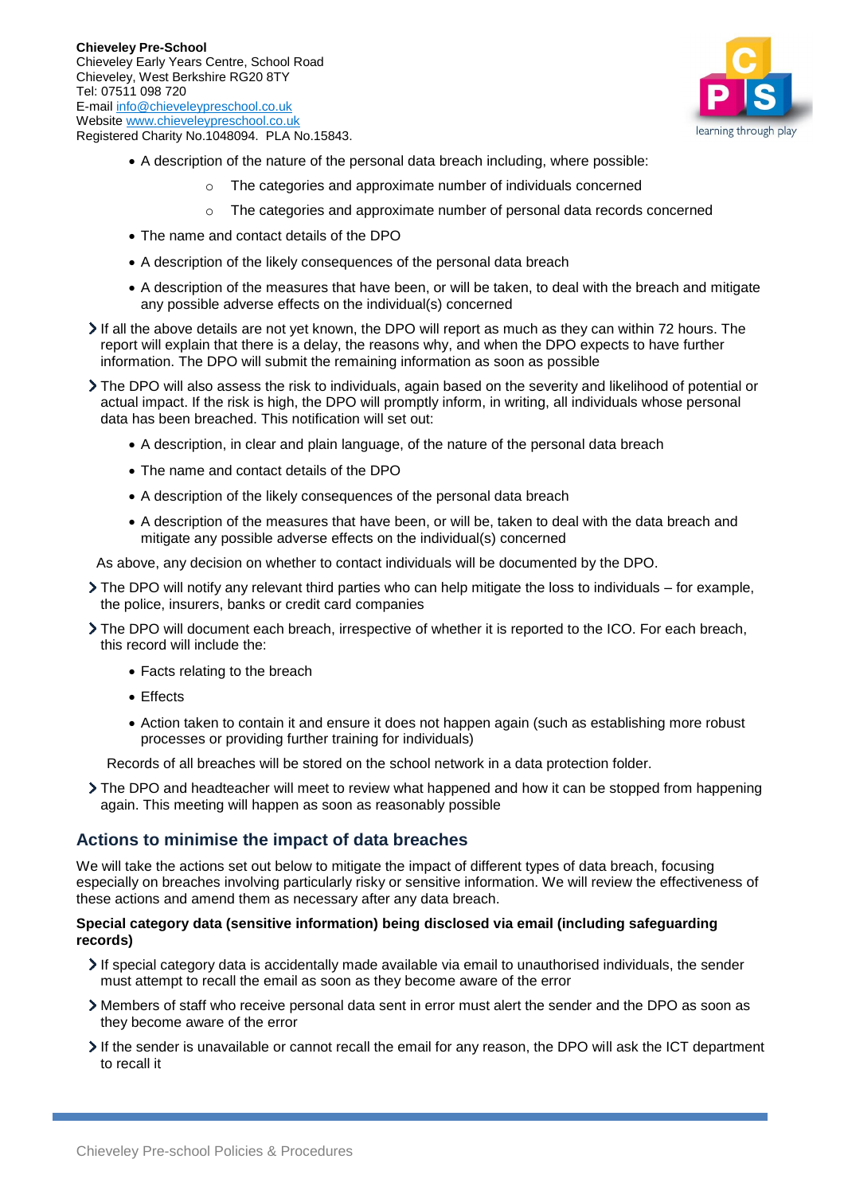- A description of the nature of the personal data breach including, where possible:
  - The categories and approximate number of individuals concerned
  - The categories and approximate number of personal data records concerned
- The name and contact details of the DPO
- A description of the likely consequences of the personal data breach
- A description of the measures that have been, or will be taken, to deal with the breach and mitigate any possible adverse effects on the individual(s) concerned

- If all the above details are not yet known, the DPO will report as much as they can within 72 hours. The report will explain that there is a delay, the reasons why, and when the DPO expects to have further information. The DPO will submit the remaining information as soon as possible
- The DPO will also assess the risk to individuals, again based on the severity and likelihood of potential or actual impact. If the risk is high, the DPO will promptly inform, in writing, all individuals whose personal data has been breached. This notification will set out:
  - A description, in clear and plain language, of the nature of the personal data breach
  - The name and contact details of the DPO
  - A description of the likely consequences of the personal data breach
  - A description of the measures that have been, or will be, taken to deal with the data breach and mitigate any possible adverse effects on the individual(s) concerned

  As above, any decision on whether to contact individuals will be documented by the DPO.

- The DPO will notify any relevant third parties who can help mitigate the loss to individuals – for example, the police, insurers, banks or credit card companies
- The DPO will document each breach, irrespective of whether it is reported to the ICO. For each breach, this record will include the:
  - Facts relating to the breach
  - Effects
  - Action taken to contain it and ensure it does not happen again (such as establishing more robust processes or providing further training for individuals)

  Records of all breaches will be stored on the school network in a data protection folder.

- The DPO and headteacher will meet to review what happened and how it can be stopped from happening again. This meeting will happen as soon as reasonably possible

## Actions to minimise the impact of data breaches

We will take the actions set out below to mitigate the impact of different types of data breach, focusing especially on breaches involving particularly risky or sensitive information. We will review the effectiveness of these actions and amend them as necessary after any data breach.

**Special category data (sensitive information) being disclosed via email (including safeguarding records)**

- If special category data is accidentally made available via email to unauthorised individuals, the sender must attempt to recall the email as soon as they become aware of the error
- Members of staff who receive personal data sent in error must alert the sender and the DPO as soon as they become aware of the error
- If the sender is unavailable or cannot recall the email for any reason, the DPO will ask the ICT department to recall it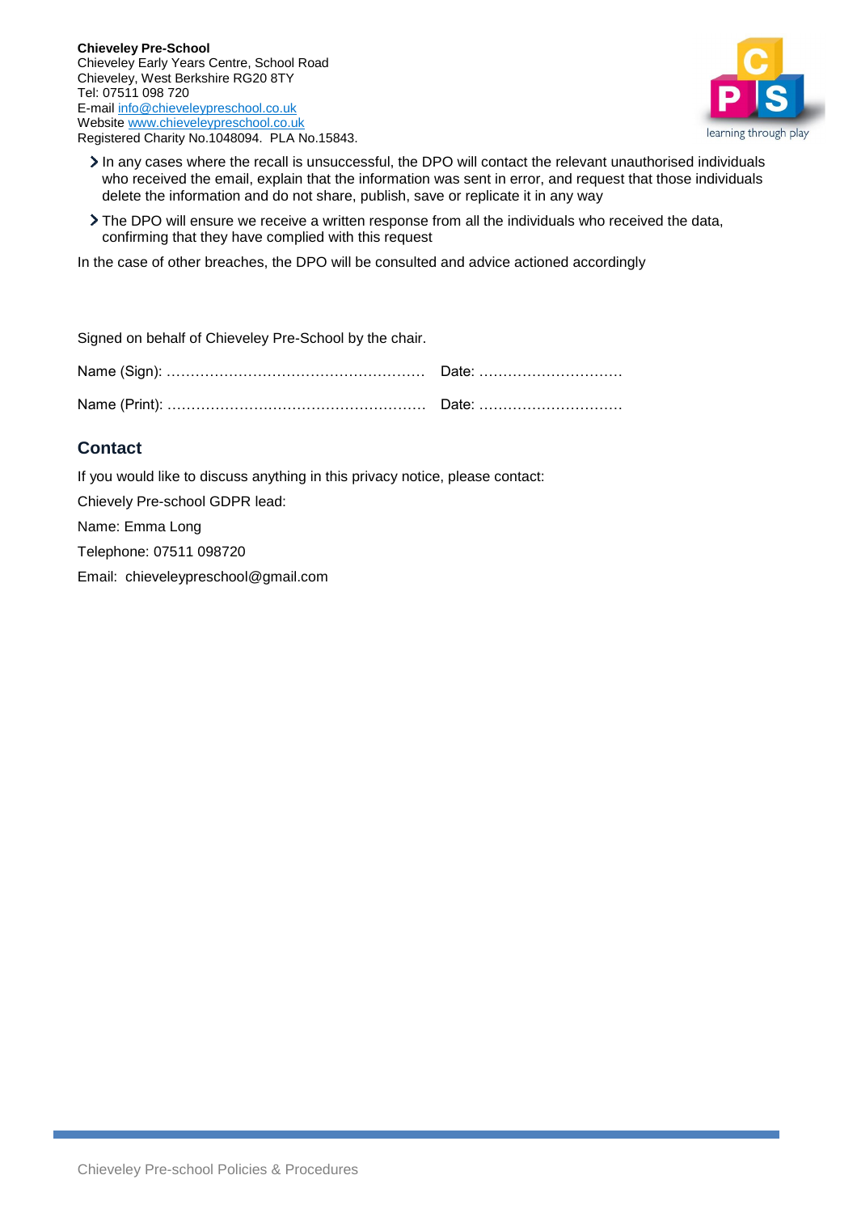- In any cases where the recall is unsuccessful, the DPO will contact the relevant unauthorised individuals who received the email, explain that the information was sent in error, and request that those individuals delete the information and do not share, publish, save or replicate it in any way
- The DPO will ensure we receive a written response from all the individuals who received the data, confirming that they have complied with this request

In the case of other breaches, the DPO will be consulted and advice actioned accordingly

Signed on behalf of Chieveley Pre-School by the chair.

Name (Sign): ……………………………………………… Date: …………………………

Name (Print): ……………………………………………… Date: …………………………

## Contact

If you would like to discuss anything in this privacy notice, please contact:

Chievely Pre-school GDPR lead:

Name: Emma Long

Telephone: 07511 098720

Email: chieveleypreschool@gmail.com